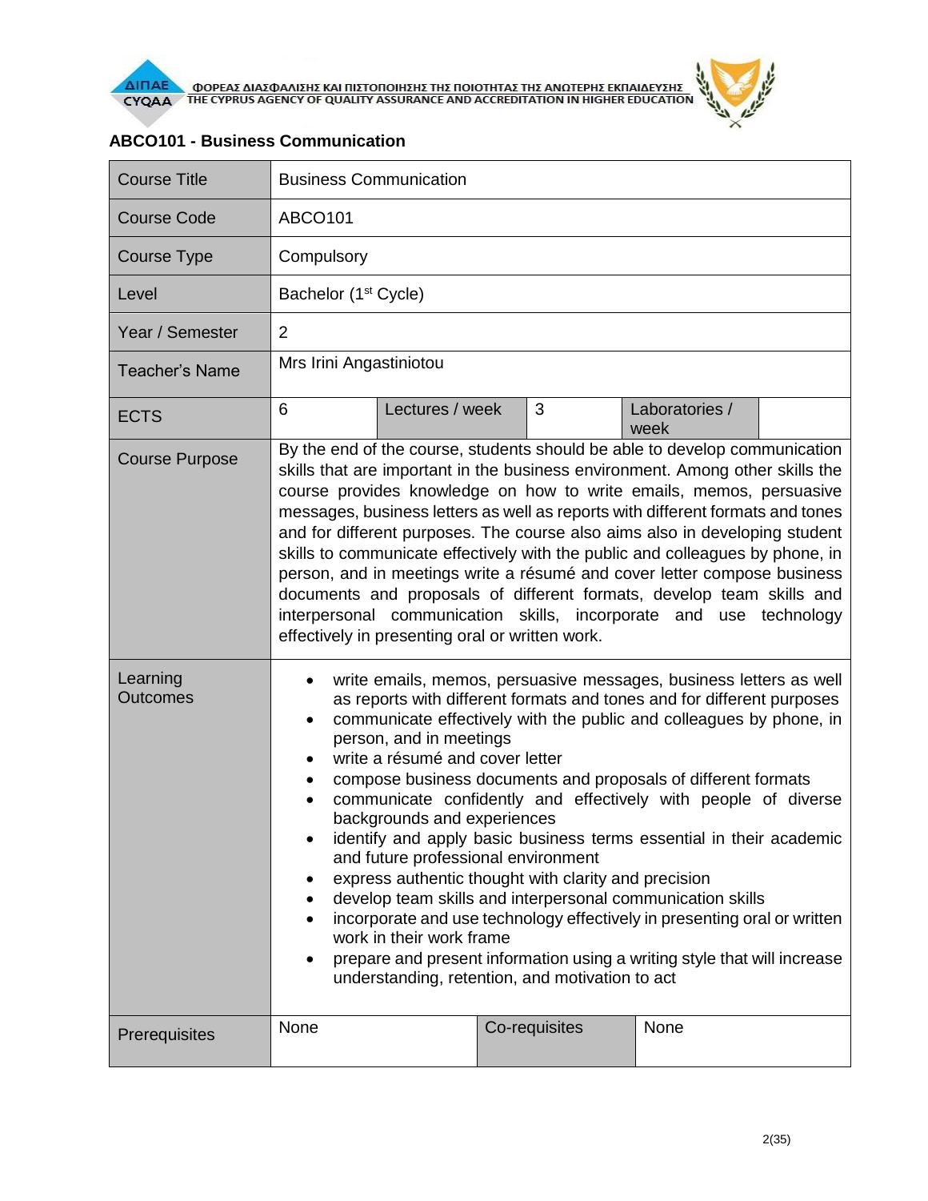## ABCO101 - Business Communication

| Course Title | Business Communication | | | | |
|---|---|---|---|---|---|
| Course Code | ABCO101 | | | | |
| Course Type | Compulsory | | | | |
| Level | Bachelor (1st Cycle) | | | | |
| Year / Semester | 2 | | | | |
| Teacher's Name | Mrs Irini Angastiniotou | | | | |
| ECTS | 6 | Lectures / week | 3 | Laboratories / week | |
| Course Purpose | By the end of the course, students should be able to develop communication skills that are important in the business environment. Among other skills the course provides knowledge on how to write emails, memos, persuasive messages, business letters as well as reports with different formats and tones and for different purposes. The course also aims also in developing student skills to communicate effectively with the public and colleagues by phone, in person, and in meetings write a résumé and cover letter compose business documents and proposals of different formats, develop team skills and interpersonal communication skills, incorporate and use technology effectively in presenting oral or written work. | | | | |
| Learning Outcomes | • write emails, memos, persuasive messages, business letters as well as reports with different formats and tones and for different purposes<br>• communicate effectively with the public and colleagues by phone, in person, and in meetings<br>• write a résumé and cover letter<br>• compose business documents and proposals of different formats<br>• communicate confidently and effectively with people of diverse backgrounds and experiences<br>• identify and apply basic business terms essential in their academic and future professional environment<br>• express authentic thought with clarity and precision<br>• develop team skills and interpersonal communication skills<br>• incorporate and use technology effectively in presenting oral or written work in their work frame<br>• prepare and present information using a writing style that will increase understanding, retention, and motivation to act | | | | |
| Prerequisites | None | Co-requisites | None | | |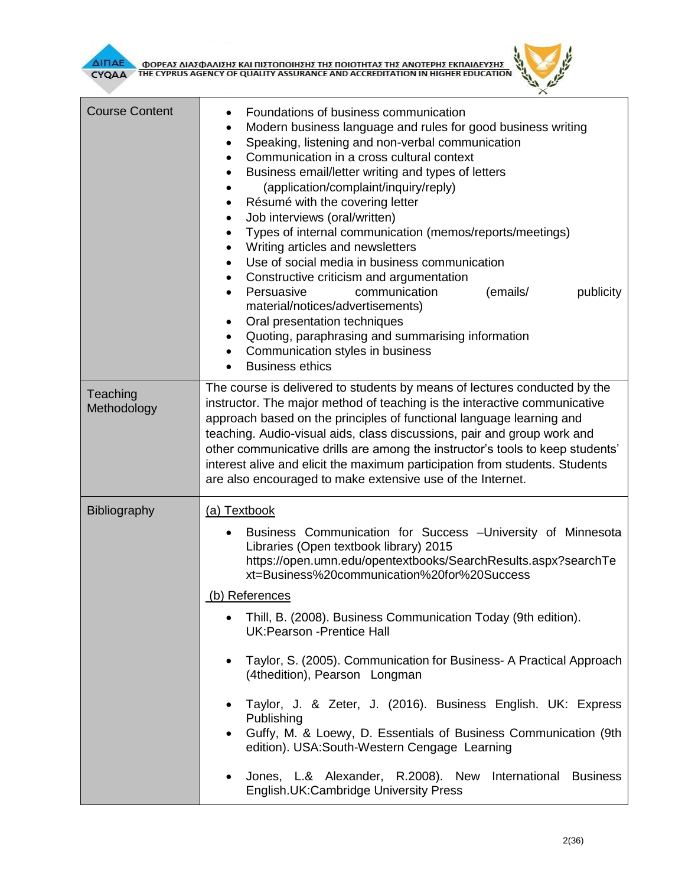| | |
|---|---|
| Course Content | • Foundations of business communication<br>• Modern business language and rules for good business writing<br>• Speaking, listening and non-verbal communication<br>• Communication in a cross cultural context<br>• Business email/letter writing and types of letters<br>• (application/complaint/inquiry/reply)<br>• Résumé with the covering letter<br>• Job interviews (oral/written)<br>• Types of internal communication (memos/reports/meetings)<br>• Writing articles and newsletters<br>• Use of social media in business communication<br>• Constructive criticism and argumentation<br>• Persuasive communication (emails/ publicity material/notices/advertisements)<br>• Oral presentation techniques<br>• Quoting, paraphrasing and summarising information<br>• Communication styles in business<br>• Business ethics |
| Teaching Methodology | The course is delivered to students by means of lectures conducted by the instructor. The major method of teaching is the interactive communicative approach based on the principles of functional language learning and teaching. Audio-visual aids, class discussions, pair and group work and other communicative drills are among the instructor's tools to keep students' interest alive and elicit the maximum participation from students. Students are also encouraged to make extensive use of the Internet. |
| Bibliography | (a) Textbook<br>• Business Communication for Success –University of Minnesota Libraries (Open textbook library) 2015 https://open.umn.edu/opentextbooks/SearchResults.aspx?searchText=Business%20communication%20for%20Success<br>(b) References<br>• Thill, B. (2008). Business Communication Today (9th edition). UK:Pearson -Prentice Hall<br>• Taylor, S. (2005). Communication for Business- A Practical Approach (4thedition), Pearson Longman<br>• Taylor, J. & Zeter, J. (2016). Business English. UK: Express Publishing<br>• Guffy, M. & Loewy, D. Essentials of Business Communication (9th edition). USA:South-Western Cengage Learning<br>• Jones, L.& Alexander, R.2008). New International Business English.UK:Cambridge University Press |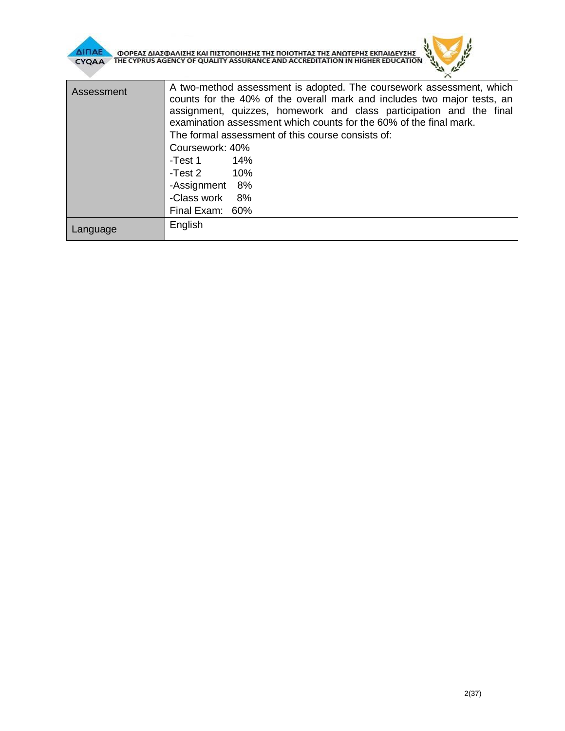| | |
|---|---|
| Assessment | A two-method assessment is adopted. The coursework assessment, which counts for the 40% of the overall mark and includes two major tests, an assignment, quizzes, homework and class participation and the final examination assessment which counts for the 60% of the final mark.<br>The formal assessment of this course consists of:<br>Coursework: 40%<br>-Test 1 14%<br>-Test 2 10%<br>-Assignment 8%<br>-Class work 8%<br>Final Exam: 60% |
| Language | English |